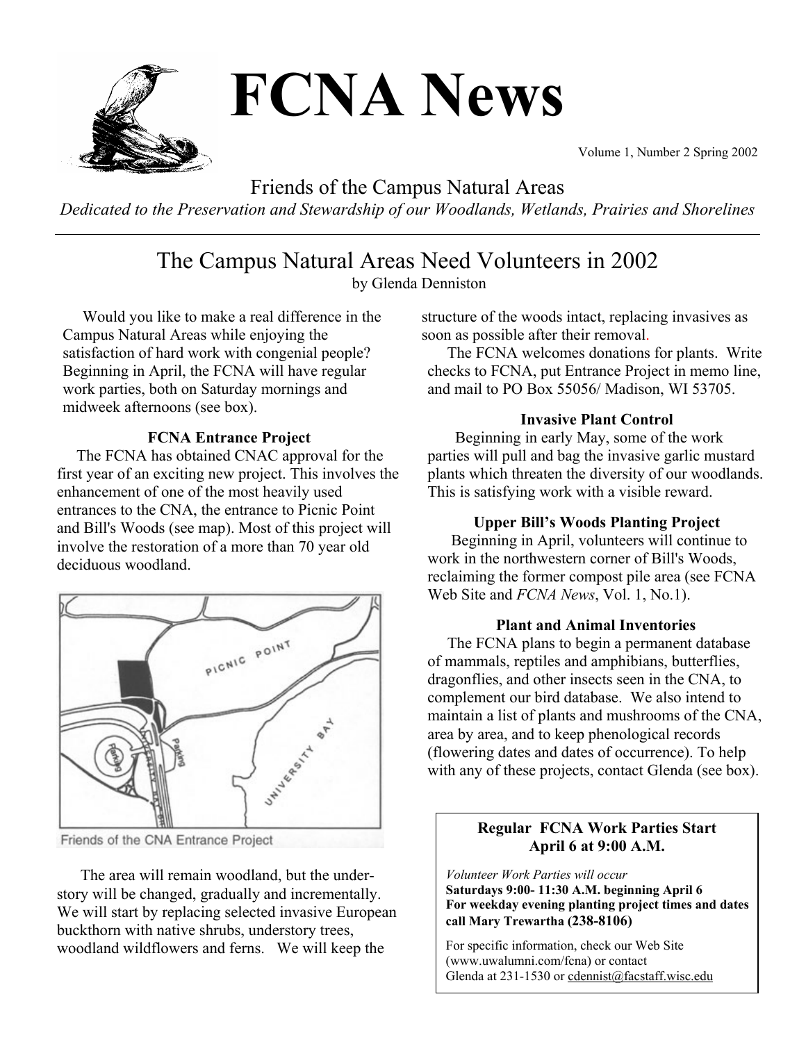# FCNA News

Volume 1, Number 2 Spring 2002

Friends of the Campus Natural Areas

*Dedicated to the Preservation and Stewardship of our Woodlands, Wetlands, Prairies and Shorelines*

## The Campus Natural Areas Need Volunteers in 2002

by Glenda Denniston

Would you like to make a real difference in the Campus Natural Areas while enjoying the satisfaction of hard work with congenial people? Beginning in April, the FCNA will have regular work parties, both on Saturday mornings and midweek afternoons (see box).

### FCNA Entrance Project

The FCNA has obtained CNAC approval for the first year of an exciting new project. This involves the enhancement of one of the most heavily used entrances to the CNA, the entrance to Picnic Point and Bill's Woods (see map). Most of this project will involve the restoration of a more than 70 year old deciduous woodland.

Friends of the CNA Entrance Project

The area will remain woodland, but the understory will be changed, gradually and incrementally. We will start by replacing selected invasive European buckthorn with native shrubs, understory trees, woodland wildflowers and ferns. We will keep the structure of the woods intact, replacing invasives as soon as possible after their removal.

The FCNA welcomes donations for plants. Write checks to FCNA, put Entrance Project in memo line, and mail to PO Box 55056/ Madison, WI 53705.

### Invasive Plant Control

Beginning in early May, some of the work parties will pull and bag the invasive garlic mustard plants which threaten the diversity of our woodlands. This is satisfying work with a visible reward.

### Upper Bill's Woods Planting Project

Beginning in April, volunteers will continue to work in the northwestern corner of Bill's Woods, reclaiming the former compost pile area (see FCNA Web Site and *FCNA News*, Vol. 1, No.1).

### Plant and Animal Inventories

The FCNA plans to begin a permanent database of mammals, reptiles and amphibians, butterflies, dragonflies, and other insects seen in the CNA, to complement our bird database. We also intend to maintain a list of plants and mushrooms of the CNA, area by area, and to keep phenological records (flowering dates and dates of occurrence). To help with any of these projects, contact Glenda (see box).

**Regular FCNA Work Parties Start April 6 at 9:00 A.M.**

*Volunteer Work Parties will occur*
**Saturdays 9:00- 11:30 A.M. beginning April 6**
**For weekday evening planting project times and dates call Mary Trewartha (238-8106)**

For specific information, check our Web Site (www.uwalumni.com/fcna) or contact Glenda at 231-1530 or cdennist@facstaff.wisc.edu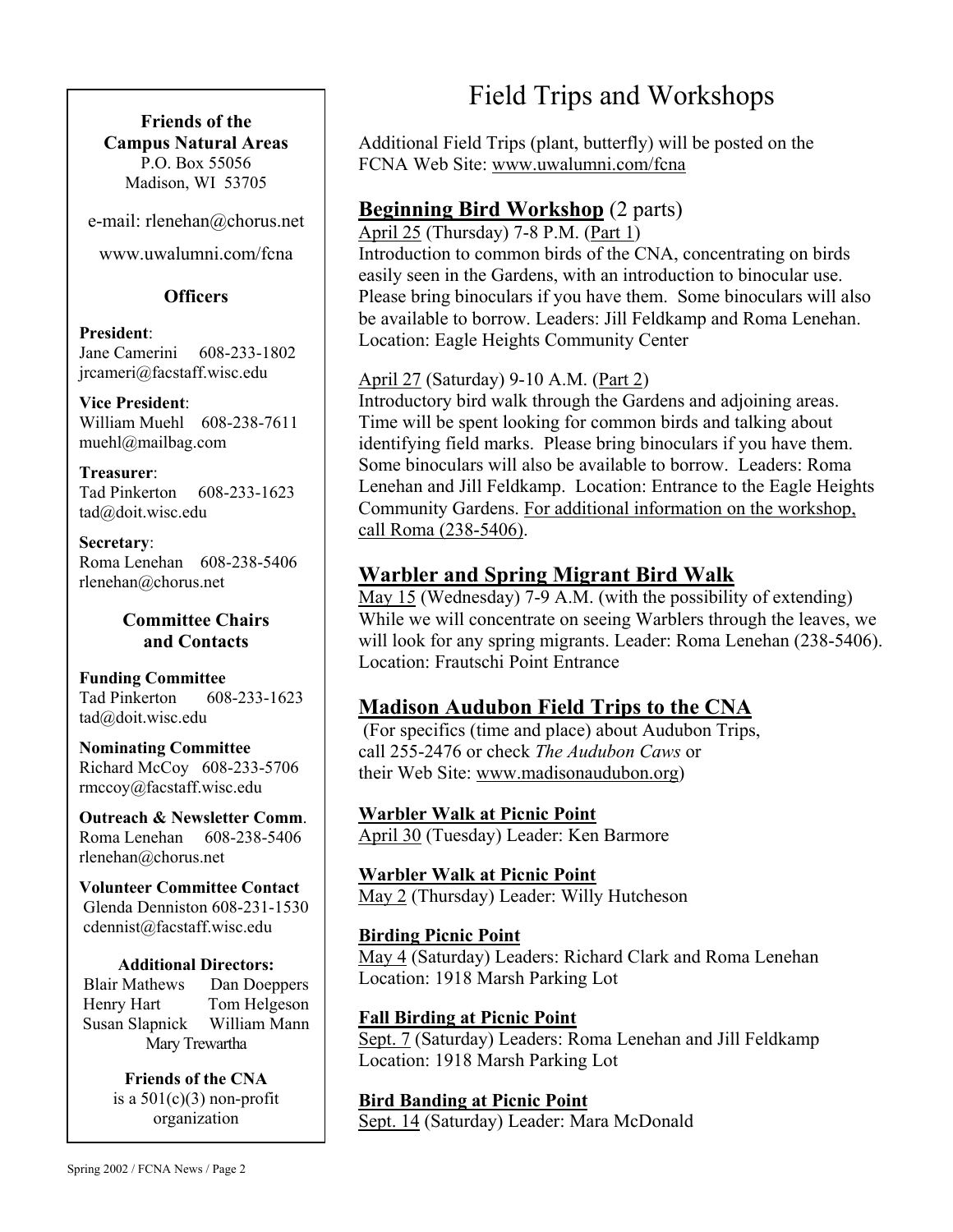**Friends of the Campus Natural Areas**
P.O. Box 55056
Madison, WI 53705

e-mail: rlenehan@chorus.net

www.uwalumni.com/fcna

**Officers**

**President**:
Jane Camerini 608-233-1802
jrcameri@facstaff.wisc.edu

**Vice President**:
William Muehl 608-238-7611
muehl@mailbag.com

**Treasurer**:
Tad Pinkerton 608-233-1623
tad@doit.wisc.edu

**Secretary**:
Roma Lenehan 608-238-5406
rlenehan@chorus.net

**Committee Chairs and Contacts**

**Funding Committee**
Tad Pinkerton 608-233-1623
tad@doit.wisc.edu

**Nominating Committee**
Richard McCoy 608-233-5706
rmccoy@facstaff.wisc.edu

**Outreach & Newsletter Comm**.
Roma Lenehan 608-238-5406
rlenehan@chorus.net

**Volunteer Committee Contact**
Glenda Denniston 608-231-1530
cdennist@facstaff.wisc.edu

**Additional Directors:**
Blair Mathews, Dan Doeppers, Henry Hart, Tom Helgeson, Susan Slapnick, William Mann, Mary Trewartha

**Friends of the CNA** is a 501(c)(3) non-profit organization

# Field Trips and Workshops

Additional Field Trips (plant, butterfly) will be posted on the FCNA Web Site: www.uwalumni.com/fcna

## Beginning Bird Workshop (2 parts)

April 25 (Thursday) 7-8 P.M. (Part 1)
Introduction to common birds of the CNA, concentrating on birds easily seen in the Gardens, with an introduction to binocular use. Please bring binoculars if you have them. Some binoculars will also be available to borrow. Leaders: Jill Feldkamp and Roma Lenehan. Location: Eagle Heights Community Center

April 27 (Saturday) 9-10 A.M. (Part 2)
Introductory bird walk through the Gardens and adjoining areas. Time will be spent looking for common birds and talking about identifying field marks. Please bring binoculars if you have them. Some binoculars will also be available to borrow. Leaders: Roma Lenehan and Jill Feldkamp. Location: Entrance to the Eagle Heights Community Gardens. For additional information on the workshop, call Roma (238-5406).

## Warbler and Spring Migrant Bird Walk

May 15 (Wednesday) 7-9 A.M. (with the possibility of extending)
While we will concentrate on seeing Warblers through the leaves, we will look for any spring migrants. Leader: Roma Lenehan (238-5406). Location: Frautschi Point Entrance

## Madison Audubon Field Trips to the CNA

(For specifics (time and place) about Audubon Trips, call 255-2476 or check *The Audubon Caws* or their Web Site: www.madisonaudubon.org)

**Warbler Walk at Picnic Point**
April 30 (Tuesday) Leader: Ken Barmore

**Warbler Walk at Picnic Point**
May 2 (Thursday) Leader: Willy Hutcheson

**Birding Picnic Point**
May 4 (Saturday) Leaders: Richard Clark and Roma Lenehan
Location: 1918 Marsh Parking Lot

**Fall Birding at Picnic Point**
Sept. 7 (Saturday) Leaders: Roma Lenehan and Jill Feldkamp
Location: 1918 Marsh Parking Lot

**Bird Banding at Picnic Point**
Sept. 14 (Saturday) Leader: Mara McDonald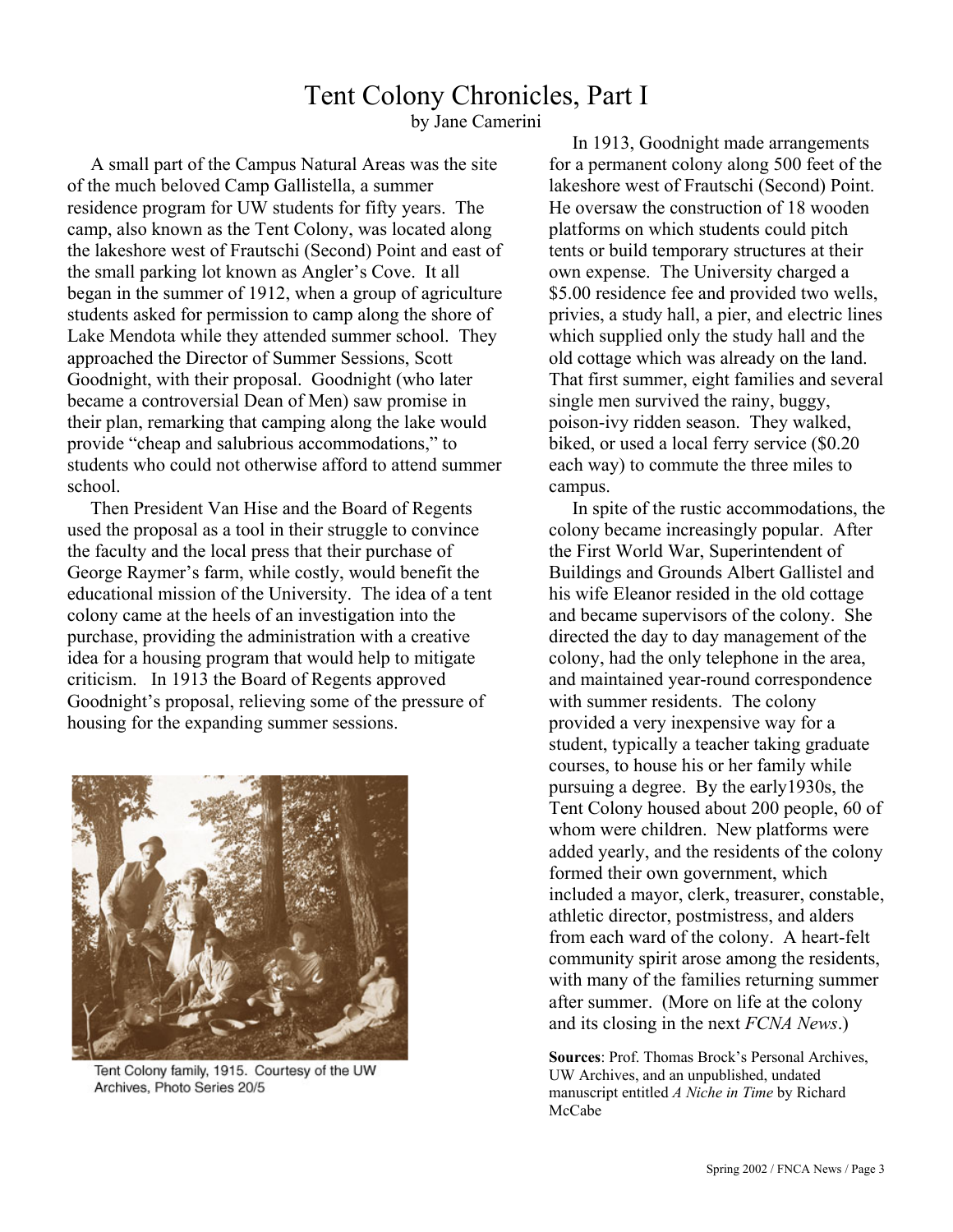# Tent Colony Chronicles, Part I

by Jane Camerini

A small part of the Campus Natural Areas was the site of the much beloved Camp Gallistella, a summer residence program for UW students for fifty years. The camp, also known as the Tent Colony, was located along the lakeshore west of Frautschi (Second) Point and east of the small parking lot known as Angler's Cove. It all began in the summer of 1912, when a group of agriculture students asked for permission to camp along the shore of Lake Mendota while they attended summer school. They approached the Director of Summer Sessions, Scott Goodnight, with their proposal. Goodnight (who later became a controversial Dean of Men) saw promise in their plan, remarking that camping along the lake would provide "cheap and salubrious accommodations," to students who could not otherwise afford to attend summer school.

Then President Van Hise and the Board of Regents used the proposal as a tool in their struggle to convince the faculty and the local press that their purchase of George Raymer's farm, while costly, would benefit the educational mission of the University. The idea of a tent colony came at the heels of an investigation into the purchase, providing the administration with a creative idea for a housing program that would help to mitigate criticism. In 1913 the Board of Regents approved Goodnight's proposal, relieving some of the pressure of housing for the expanding summer sessions.

Tent Colony family, 1915. Courtesy of the UW Archives, Photo Series 20/5

In 1913, Goodnight made arrangements for a permanent colony along 500 feet of the lakeshore west of Frautschi (Second) Point. He oversaw the construction of 18 wooden platforms on which students could pitch tents or build temporary structures at their own expense. The University charged a $5.00 residence fee and provided two wells, privies, a study hall, a pier, and electric lines which supplied only the study hall and the old cottage which was already on the land. That first summer, eight families and several single men survived the rainy, buggy, poison-ivy ridden season. They walked, biked, or used a local ferry service ($0.20 each way) to commute the three miles to campus.

In spite of the rustic accommodations, the colony became increasingly popular. After the First World War, Superintendent of Buildings and Grounds Albert Gallistel and his wife Eleanor resided in the old cottage and became supervisors of the colony. She directed the day to day management of the colony, had the only telephone in the area, and maintained year-round correspondence with summer residents. The colony provided a very inexpensive way for a student, typically a teacher taking graduate courses, to house his or her family while pursuing a degree. By the early1930s, the Tent Colony housed about 200 people, 60 of whom were children. New platforms were added yearly, and the residents of the colony formed their own government, which included a mayor, clerk, treasurer, constable, athletic director, postmistress, and alders from each ward of the colony. A heart-felt community spirit arose among the residents, with many of the families returning summer after summer. (More on life at the colony and its closing in the next *FCNA News*.)

**Sources**: Prof. Thomas Brock's Personal Archives, UW Archives, and an unpublished, undated manuscript entitled *A Niche in Time* by Richard McCabe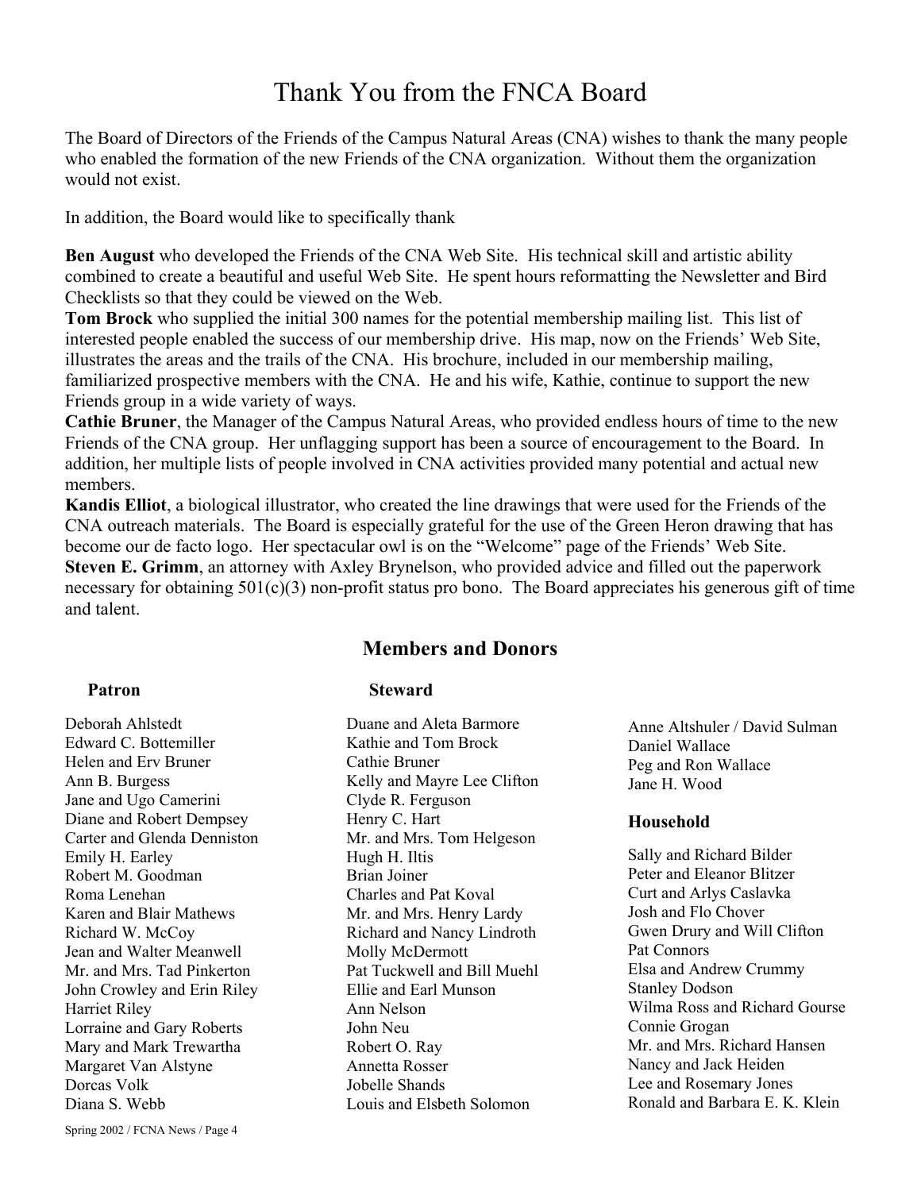# Thank You from the FNCA Board

The Board of Directors of the Friends of the Campus Natural Areas (CNA) wishes to thank the many people who enabled the formation of the new Friends of the CNA organization. Without them the organization would not exist.

In addition, the Board would like to specifically thank

**Ben August** who developed the Friends of the CNA Web Site. His technical skill and artistic ability combined to create a beautiful and useful Web Site. He spent hours reformatting the Newsletter and Bird Checklists so that they could be viewed on the Web.

**Tom Brock** who supplied the initial 300 names for the potential membership mailing list. This list of interested people enabled the success of our membership drive. His map, now on the Friends' Web Site, illustrates the areas and the trails of the CNA. His brochure, included in our membership mailing, familiarized prospective members with the CNA. He and his wife, Kathie, continue to support the new Friends group in a wide variety of ways.

**Cathie Bruner**, the Manager of the Campus Natural Areas, who provided endless hours of time to the new Friends of the CNA group. Her unflagging support has been a source of encouragement to the Board. In addition, her multiple lists of people involved in CNA activities provided many potential and actual new members.

**Kandis Elliot**, a biological illustrator, who created the line drawings that were used for the Friends of the CNA outreach materials. The Board is especially grateful for the use of the Green Heron drawing that has become our de facto logo. Her spectacular owl is on the "Welcome" page of the Friends' Web Site.

**Steven E. Grimm**, an attorney with Axley Brynelson, who provided advice and filled out the paperwork necessary for obtaining 501(c)(3) non-profit status pro bono. The Board appreciates his generous gift of time and talent.

## Members and Donors

### Patron

Deborah Ahlstedt
Edward C. Bottemiller
Helen and Erv Bruner
Ann B. Burgess
Jane and Ugo Camerini
Diane and Robert Dempsey
Carter and Glenda Denniston
Emily H. Earley
Robert M. Goodman
Roma Lenehan
Karen and Blair Mathews
Richard W. McCoy
Jean and Walter Meanwell
Mr. and Mrs. Tad Pinkerton
John Crowley and Erin Riley
Harriet Riley
Lorraine and Gary Roberts
Mary and Mark Trewartha
Margaret Van Alstyne
Dorcas Volk
Diana S. Webb

### Steward

Duane and Aleta Barmore
Kathie and Tom Brock
Cathie Bruner
Kelly and Mayre Lee Clifton
Clyde R. Ferguson
Henry C. Hart
Mr. and Mrs. Tom Helgeson
Hugh H. Iltis
Brian Joiner
Charles and Pat Koval
Mr. and Mrs. Henry Lardy
Richard and Nancy Lindroth
Molly McDermott
Pat Tuckwell and Bill Muehl
Ellie and Earl Munson
Ann Nelson
John Neu
Robert O. Ray
Annetta Rosser
Jobelle Shands
Louis and Elsbeth Solomon
Anne Altshuler / David Sulman
Daniel Wallace
Peg and Ron Wallace
Jane H. Wood

### Household

Sally and Richard Bilder
Peter and Eleanor Blitzer
Curt and Arlys Caslavka
Josh and Flo Chover
Gwen Drury and Will Clifton
Pat Connors
Elsa and Andrew Crummy
Stanley Dodson
Wilma Ross and Richard Gourse
Connie Grogan
Mr. and Mrs. Richard Hansen
Nancy and Jack Heiden
Lee and Rosemary Jones
Ronald and Barbara E. K. Klein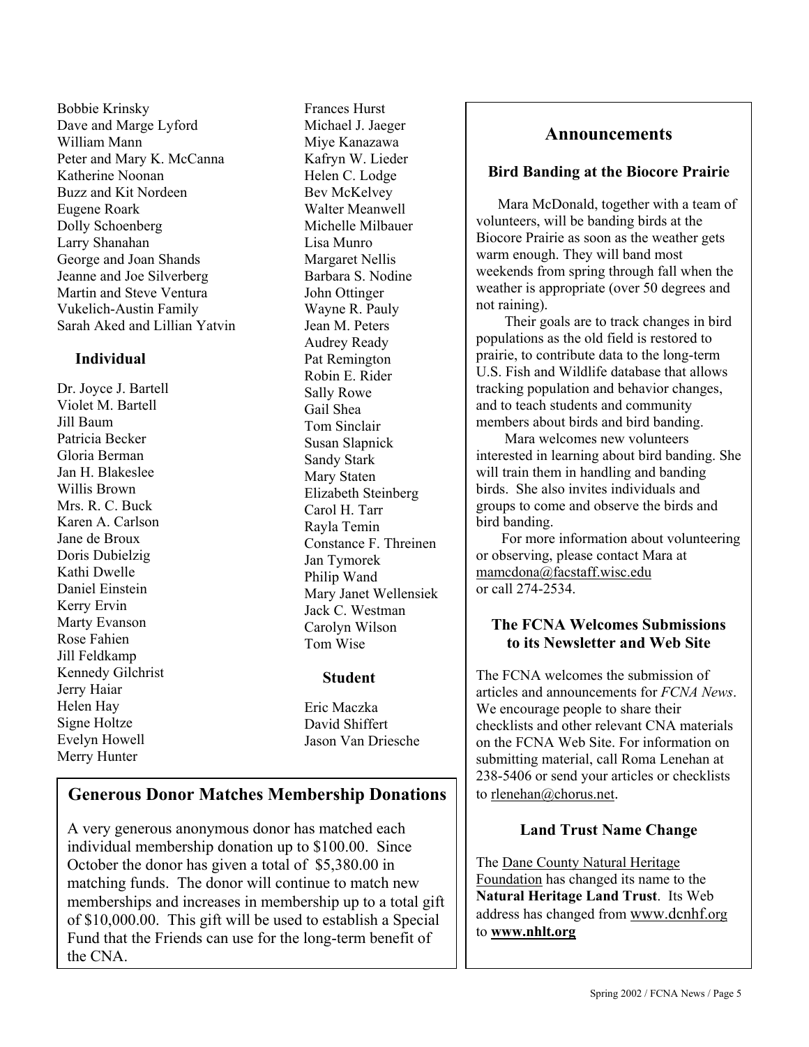Bobbie Krinsky
Dave and Marge Lyford
William Mann
Peter and Mary K. McCanna
Katherine Noonan
Buzz and Kit Nordeen
Eugene Roark
Dolly Schoenberg
Larry Shanahan
George and Joan Shands
Jeanne and Joe Silverberg
Martin and Steve Ventura
Vukelich-Austin Family
Sarah Aked and Lillian Yatvin

### Individual

Dr. Joyce J. Bartell
Violet M. Bartell
Jill Baum
Patricia Becker
Gloria Berman
Jan H. Blakeslee
Willis Brown
Mrs. R. C. Buck
Karen A. Carlson
Jane de Broux
Doris Dubielzig
Kathi Dwelle
Daniel Einstein
Kerry Ervin
Marty Evanson
Rose Fahien
Jill Feldkamp
Kennedy Gilchrist
Jerry Haiar
Helen Hay
Signe Holtze
Evelyn Howell
Merry Hunter
Frances Hurst
Michael J. Jaeger
Miye Kanazawa
Kafryn W. Lieder
Helen C. Lodge
Bev McKelvey
Walter Meanwell
Michelle Milbauer
Lisa Munro
Margaret Nellis
Barbara S. Nodine
John Ottinger
Wayne R. Pauly
Jean M. Peters
Audrey Ready
Pat Remington
Robin E. Rider
Sally Rowe
Gail Shea
Tom Sinclair
Susan Slapnick
Sandy Stark
Mary Staten
Elizabeth Steinberg
Carol H. Tarr
Rayla Temin
Constance F. Threinen
Jan Tymorek
Philip Wand
Mary Janet Wellensiek
Jack C. Westman
Carolyn Wilson
Tom Wise

### Student

Eric Maczka
David Shiffert
Jason Van Driesche

## Generous Donor Matches Membership Donations

A very generous anonymous donor has matched each individual membership donation up to $100.00. Since October the donor has given a total of $5,380.00 in matching funds. The donor will continue to match new memberships and increases in membership up to a total gift of $10,000.00. This gift will be used to establish a Special Fund that the Friends can use for the long-term benefit of the CNA.

## Announcements

### Bird Banding at the Biocore Prairie

Mara McDonald, together with a team of volunteers, will be banding birds at the Biocore Prairie as soon as the weather gets warm enough. They will band most weekends from spring through fall when the weather is appropriate (over 50 degrees and not raining).

Their goals are to track changes in bird populations as the old field is restored to prairie, to contribute data to the long-term U.S. Fish and Wildlife database that allows tracking population and behavior changes, and to teach students and community members about birds and bird banding.

Mara welcomes new volunteers interested in learning about bird banding. She will train them in handling and banding birds. She also invites individuals and groups to come and observe the birds and bird banding.

For more information about volunteering or observing, please contact Mara at mamcdona@facstaff.wisc.edu or call 274-2534.

### The FCNA Welcomes Submissions to its Newsletter and Web Site

The FCNA welcomes the submission of articles and announcements for *FCNA News*. We encourage people to share their checklists and other relevant CNA materials on the FCNA Web Site. For information on submitting material, call Roma Lenehan at 238-5406 or send your articles or checklists to rlenehan@chorus.net.

### Land Trust Name Change

The Dane County Natural Heritage Foundation has changed its name to the **Natural Heritage Land Trust**. Its Web address has changed from www.dcnhf.org to **www.nhlt.org**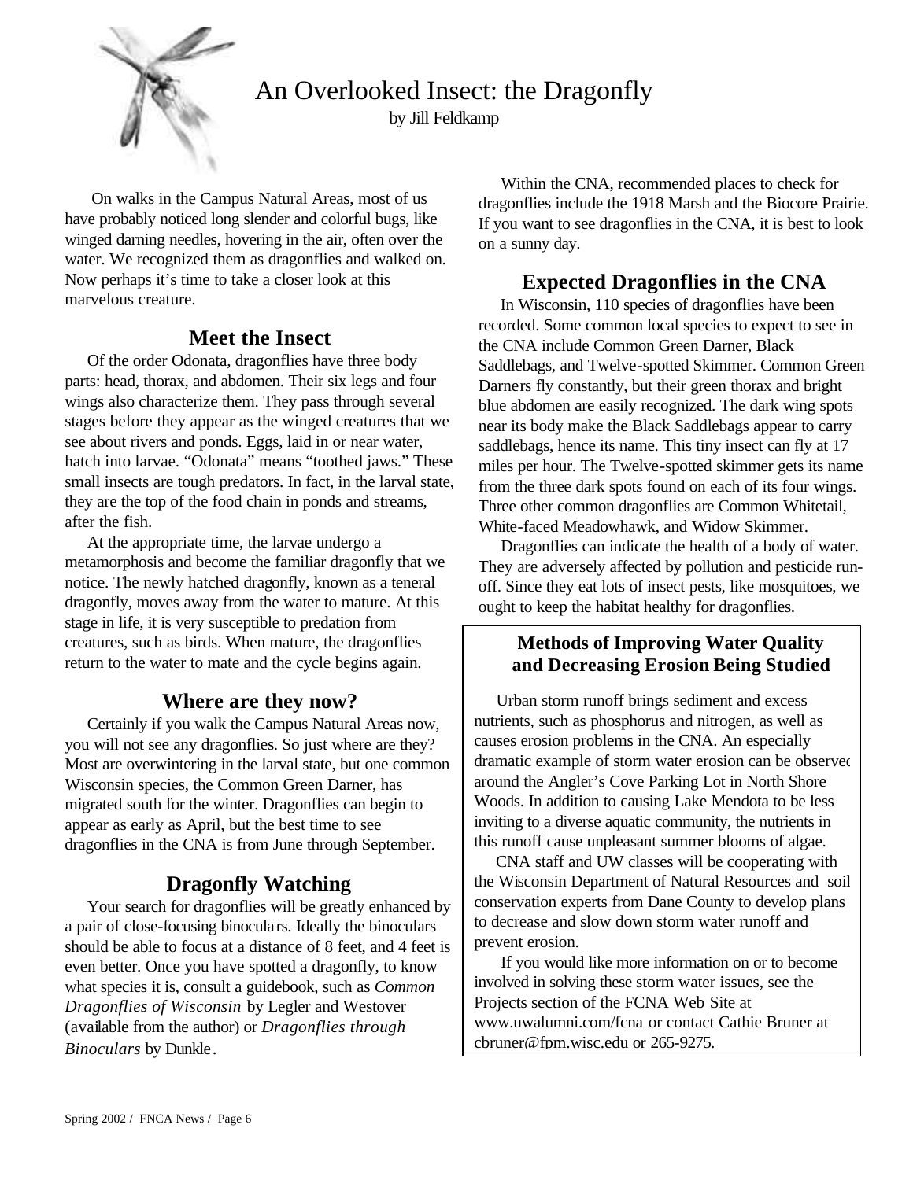# An Overlooked Insect: the Dragonfly

by Jill Feldkamp

On walks in the Campus Natural Areas, most of us have probably noticed long slender and colorful bugs, like winged darning needles, hovering in the air, often over the water. We recognized them as dragonflies and walked on. Now perhaps it's time to take a closer look at this marvelous creature.

## Meet the Insect

Of the order Odonata, dragonflies have three body parts: head, thorax, and abdomen. Their six legs and four wings also characterize them. They pass through several stages before they appear as the winged creatures that we see about rivers and ponds. Eggs, laid in or near water, hatch into larvae. "Odonata" means "toothed jaws." These small insects are tough predators. In fact, in the larval state, they are the top of the food chain in ponds and streams, after the fish.

At the appropriate time, the larvae undergo a metamorphosis and become the familiar dragonfly that we notice. The newly hatched dragonfly, known as a teneral dragonfly, moves away from the water to mature. At this stage in life, it is very susceptible to predation from creatures, such as birds. When mature, the dragonflies return to the water to mate and the cycle begins again.

## Where are they now?

Certainly if you walk the Campus Natural Areas now, you will not see any dragonflies. So just where are they? Most are overwintering in the larval state, but one common Wisconsin species, the Common Green Darner, has migrated south for the winter. Dragonflies can begin to appear as early as April, but the best time to see dragonflies in the CNA is from June through September.

## Dragonfly Watching

Your search for dragonflies will be greatly enhanced by a pair of close-focusing binoculars. Ideally the binoculars should be able to focus at a distance of 8 feet, and 4 feet is even better. Once you have spotted a dragonfly, to know what species it is, consult a guidebook, such as *Common Dragonflies of Wisconsin* by Legler and Westover (available from the author) or *Dragonflies through Binoculars* by Dunkle.

Within the CNA, recommended places to check for dragonflies include the 1918 Marsh and the Biocore Prairie. If you want to see dragonflies in the CNA, it is best to look on a sunny day.

## Expected Dragonflies in the CNA

In Wisconsin, 110 species of dragonflies have been recorded. Some common local species to expect to see in the CNA include Common Green Darner, Black Saddlebags, and Twelve-spotted Skimmer. Common Green Darners fly constantly, but their green thorax and bright blue abdomen are easily recognized. The dark wing spots near its body make the Black Saddlebags appear to carry saddlebags, hence its name. This tiny insect can fly at 17 miles per hour. The Twelve-spotted skimmer gets its name from the three dark spots found on each of its four wings. Three other common dragonflies are Common Whitetail, White-faced Meadowhawk, and Widow Skimmer.

Dragonflies can indicate the health of a body of water. They are adversely affected by pollution and pesticide run-off. Since they eat lots of insect pests, like mosquitoes, we ought to keep the habitat healthy for dragonflies.

### Methods of Improving Water Quality and Decreasing Erosion Being Studied

Urban storm runoff brings sediment and excess nutrients, such as phosphorus and nitrogen, as well as causes erosion problems in the CNA. An especially dramatic example of storm water erosion can be observed around the Angler's Cove Parking Lot in North Shore Woods. In addition to causing Lake Mendota to be less inviting to a diverse aquatic community, the nutrients in this runoff cause unpleasant summer blooms of algae.

CNA staff and UW classes will be cooperating with the Wisconsin Department of Natural Resources and soil conservation experts from Dane County to develop plans to decrease and slow down storm water runoff and prevent erosion.

If you would like more information on or to become involved in solving these storm water issues, see the Projects section of the FCNA Web Site at www.uwalumni.com/fcna or contact Cathie Bruner at cbruner@fpm.wisc.edu or 265-9275.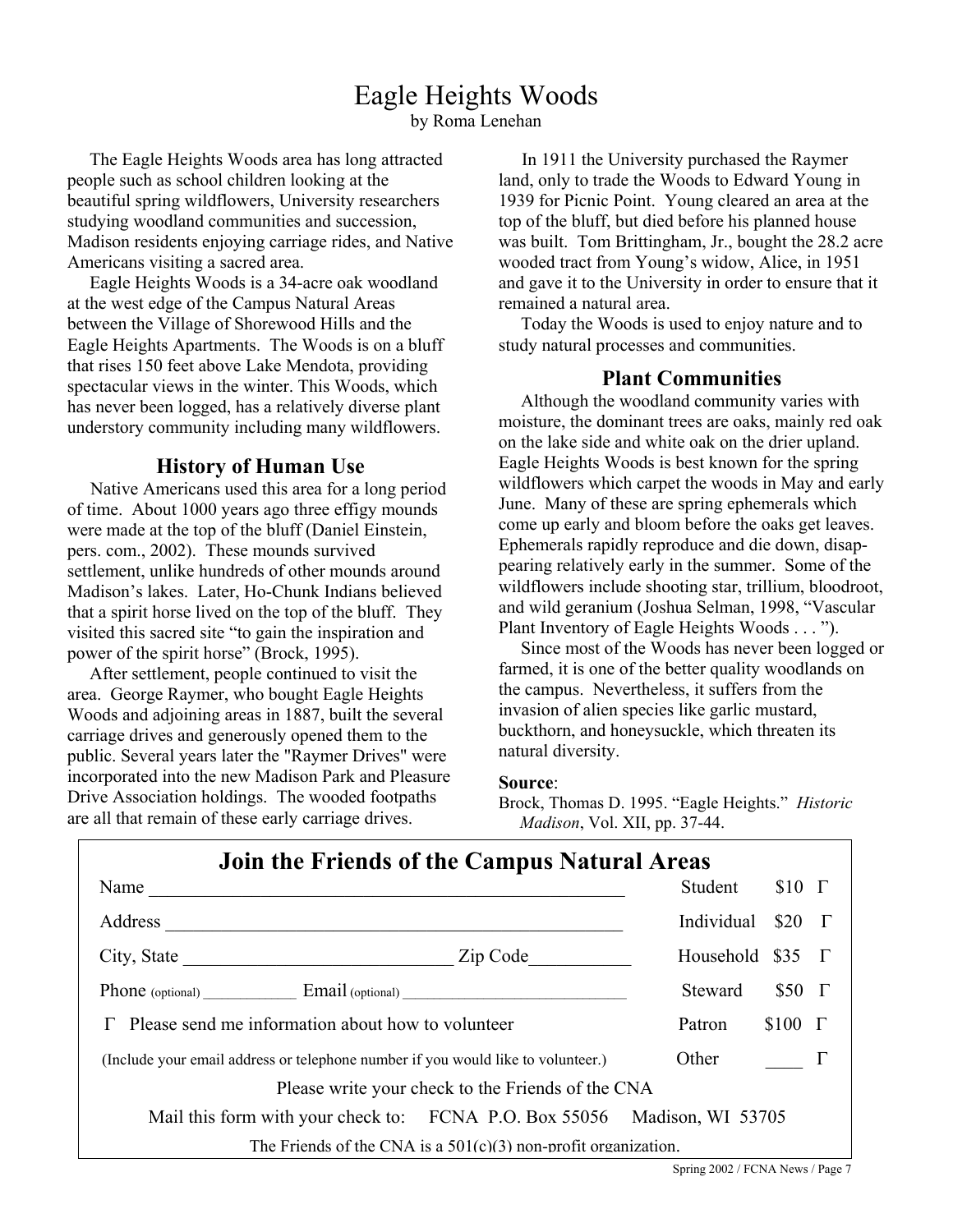# Eagle Heights Woods

by Roma Lenehan

The Eagle Heights Woods area has long attracted people such as school children looking at the beautiful spring wildflowers, University researchers studying woodland communities and succession, Madison residents enjoying carriage rides, and Native Americans visiting a sacred area.

Eagle Heights Woods is a 34-acre oak woodland at the west edge of the Campus Natural Areas between the Village of Shorewood Hills and the Eagle Heights Apartments. The Woods is on a bluff that rises 150 feet above Lake Mendota, providing spectacular views in the winter. This Woods, which has never been logged, has a relatively diverse plant understory community including many wildflowers.

## History of Human Use

Native Americans used this area for a long period of time. About 1000 years ago three effigy mounds were made at the top of the bluff (Daniel Einstein, pers. com., 2002). These mounds survived settlement, unlike hundreds of other mounds around Madison's lakes. Later, Ho-Chunk Indians believed that a spirit horse lived on the top of the bluff. They visited this sacred site "to gain the inspiration and power of the spirit horse" (Brock, 1995).

After settlement, people continued to visit the area. George Raymer, who bought Eagle Heights Woods and adjoining areas in 1887, built the several carriage drives and generously opened them to the public. Several years later the "Raymer Drives" were incorporated into the new Madison Park and Pleasure Drive Association holdings. The wooded footpaths are all that remain of these early carriage drives.

In 1911 the University purchased the Raymer land, only to trade the Woods to Edward Young in 1939 for Picnic Point. Young cleared an area at the top of the bluff, but died before his planned house was built. Tom Brittingham, Jr., bought the 28.2 acre wooded tract from Young's widow, Alice, in 1951 and gave it to the University in order to ensure that it remained a natural area.

Today the Woods is used to enjoy nature and to study natural processes and communities.

## Plant Communities

Although the woodland community varies with moisture, the dominant trees are oaks, mainly red oak on the lake side and white oak on the drier upland. Eagle Heights Woods is best known for the spring wildflowers which carpet the woods in May and early June. Many of these are spring ephemerals which come up early and bloom before the oaks get leaves. Ephemerals rapidly reproduce and die down, disappearing relatively early in the summer. Some of the wildflowers include shooting star, trillium, bloodroot, and wild geranium (Joshua Selman, 1998, "Vascular Plant Inventory of Eagle Heights Woods . . . ").

Since most of the Woods has never been logged or farmed, it is one of the better quality woodlands on the campus. Nevertheless, it suffers from the invasion of alien species like garlic mustard, buckthorn, and honeysuckle, which threaten its natural diversity.

**Source**:

Brock, Thomas D. 1995. "Eagle Heights." *Historic Madison*, Vol. XII, pp. 37-44.

## Join the Friends of the Campus Natural Areas

Name ____________________________________________________

Address __________________________________________________

City, State ___________________________ Zip Code___________

Phone (optional) ___________ Email (optional) ___________________________

Γ Please send me information about how to volunteer

(Include your email address or telephone number if you would like to volunteer.)

| | | |
|---|---|---|
| Student | $10 | Γ |
| Individual | $20 | Γ |
| Household | $35 | Γ |
| Steward | $50 | Γ |
| Patron | $100 | Γ |
| Other | ____ | Γ |

Please write your check to the Friends of the CNA

Mail this form with your check to: FCNA P.O. Box 55056 Madison, WI 53705

The Friends of the CNA is a 501(c)(3) non-profit organization.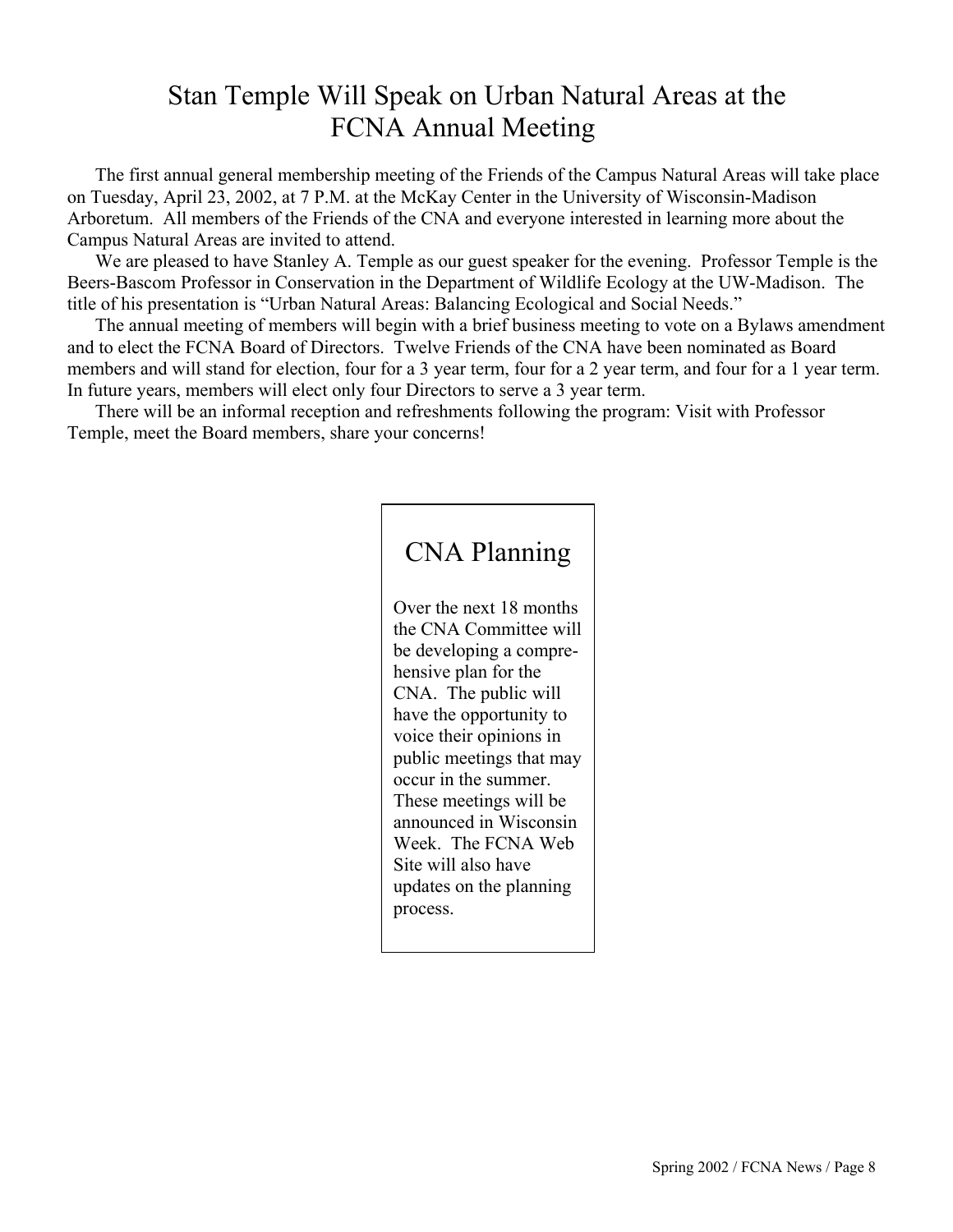# Stan Temple Will Speak on Urban Natural Areas at the FCNA Annual Meeting

The first annual general membership meeting of the Friends of the Campus Natural Areas will take place on Tuesday, April 23, 2002, at 7 P.M. at the McKay Center in the University of Wisconsin-Madison Arboretum. All members of the Friends of the CNA and everyone interested in learning more about the Campus Natural Areas are invited to attend.

We are pleased to have Stanley A. Temple as our guest speaker for the evening. Professor Temple is the Beers-Bascom Professor in Conservation in the Department of Wildlife Ecology at the UW-Madison. The title of his presentation is "Urban Natural Areas: Balancing Ecological and Social Needs."

The annual meeting of members will begin with a brief business meeting to vote on a Bylaws amendment and to elect the FCNA Board of Directors. Twelve Friends of the CNA have been nominated as Board members and will stand for election, four for a 3 year term, four for a 2 year term, and four for a 1 year term. In future years, members will elect only four Directors to serve a 3 year term.

There will be an informal reception and refreshments following the program: Visit with Professor Temple, meet the Board members, share your concerns!

## CNA Planning

Over the next 18 months the CNA Committee will be developing a comprehensive plan for the CNA. The public will have the opportunity to voice their opinions in public meetings that may occur in the summer. These meetings will be announced in Wisconsin Week. The FCNA Web Site will also have updates on the planning process.